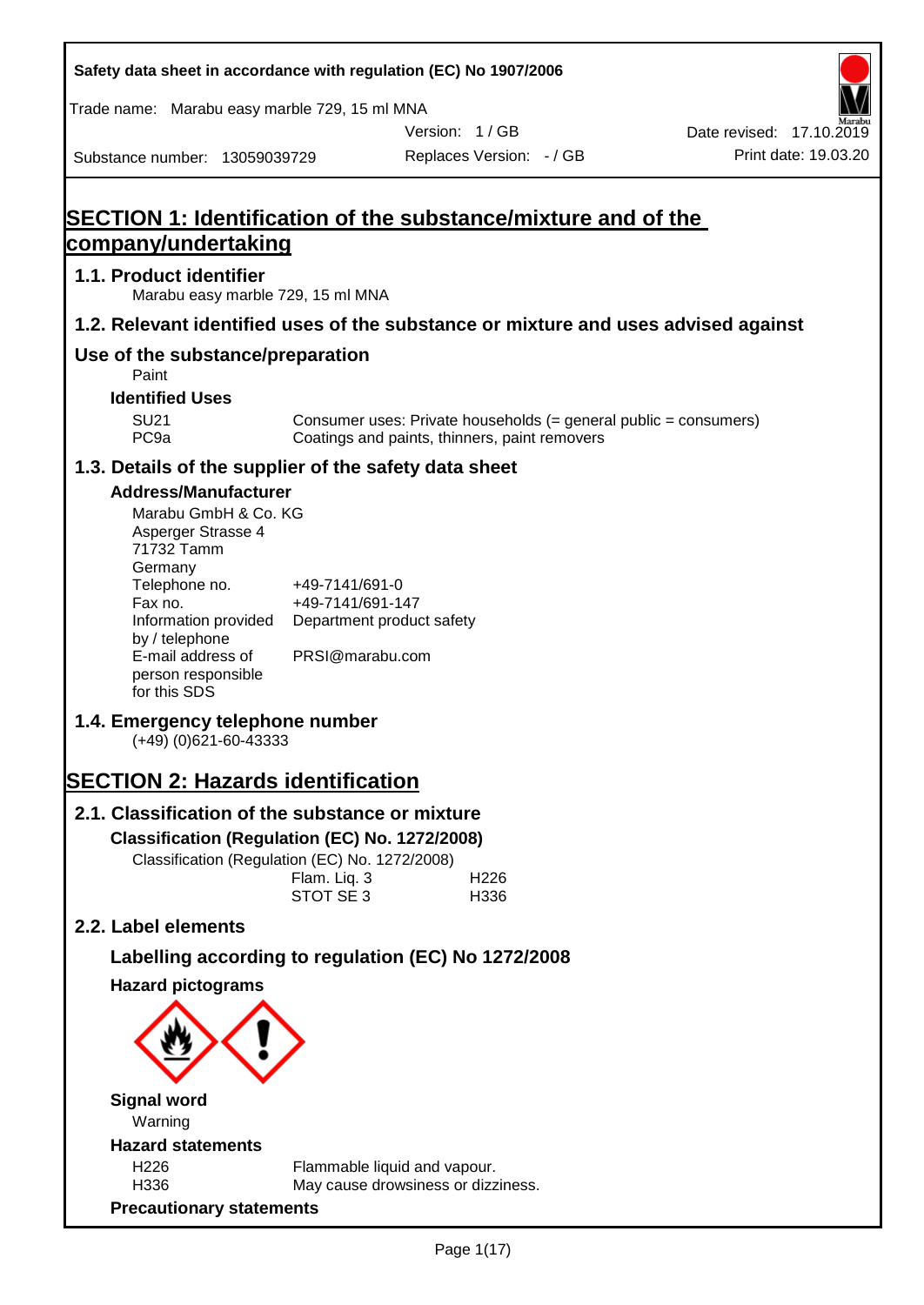Safety data sheet in accordance with regulation (EC) No 1907/2006

Trade name: Marabu easy marble 729, 15 ml MNA

Version: 1 / GB
Date revised: 17.10.2019

Substance number: 13059039729
Replaces Version: - / GB
Print date: 19.03.20

# SECTION 1: Identification of the substance/mixture and of the company/undertaking

## 1.1. Product identifier

Marabu easy marble 729, 15 ml MNA

## 1.2. Relevant identified uses of the substance or mixture and uses advised against

## Use of the substance/preparation

Paint

### Identified Uses

| | |
|---|---|
| SU21 | Consumer uses: Private households (= general public = consumers) |
| PC9a | Coatings and paints, thinners, paint removers |

## 1.3. Details of the supplier of the safety data sheet

### Address/Manufacturer

Marabu GmbH & Co. KG
Asperger Strasse 4
71732 Tamm
Germany

| | |
|---|---|
| Telephone no. | +49-7141/691-0 |
| Fax no. | +49-7141/691-147 |
| Information provided by / telephone | Department product safety |
| E-mail address of person responsible for this SDS | PRSI@marabu.com |

## 1.4. Emergency telephone number

(+49) (0)621-60-43333

# SECTION 2: Hazards identification

## 2.1. Classification of the substance or mixture

### Classification (Regulation (EC) No. 1272/2008)

Classification (Regulation (EC) No. 1272/2008)

| | |
|---|---|
| Flam. Liq. 3 | H226 |
| STOT SE 3 | H336 |

## 2.2. Label elements

### Labelling according to regulation (EC) No 1272/2008

### Hazard pictograms

### Signal word

Warning

### Hazard statements

| | |
|---|---|
| H226 | Flammable liquid and vapour. |
| H336 | May cause drowsiness or dizziness. |

### Precautionary statements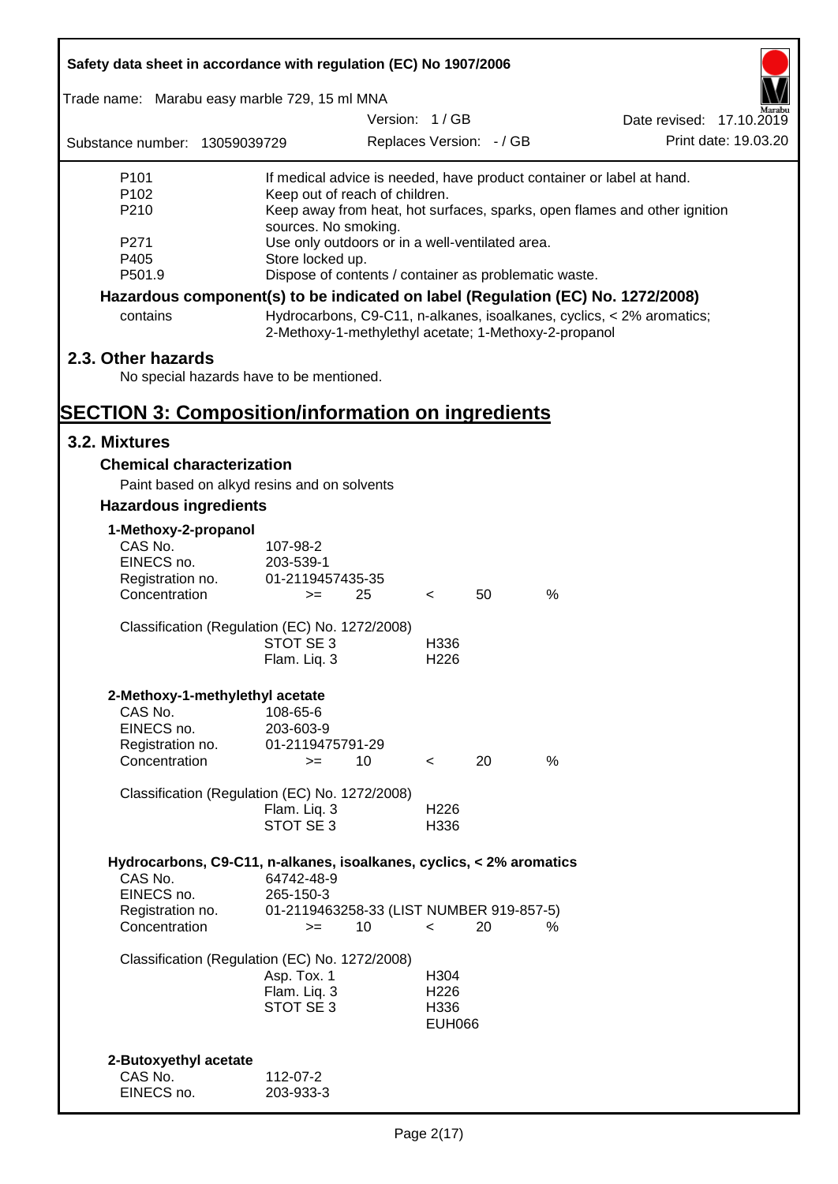| | |
|---|---|
| P101 | If medical advice is needed, have product container or label at hand. |
| P102 | Keep out of reach of children. |
| P210 | Keep away from heat, hot surfaces, sparks, open flames and other ignition sources. No smoking. |
| P271 | Use only outdoors or in a well-ventilated area. |
| P405 | Store locked up. |
| P501.9 | Dispose of contents / container as problematic waste. |

**Hazardous component(s) to be indicated on label (Regulation (EC) No. 1272/2008)**

| | |
|---|---|
| contains | Hydrocarbons, C9-C11, n-alkanes, isoalkanes, cyclics, < 2% aromatics; 2-Methoxy-1-methylethyl acetate; 1-Methoxy-2-propanol |

## 2.3. Other hazards

No special hazards have to be mentioned.

# SECTION 3: Composition/information on ingredients

## 3.2. Mixtures

### Chemical characterization

Paint based on alkyd resins and on solvents

### Hazardous ingredients

**1-Methoxy-2-propanol**

| | |
|---|---|
| CAS No. | 107-98-2 |
| EINECS no. | 203-539-1 |
| Registration no. | 01-2119457435-35 |
| Concentration | >= 25 < 50 % |

Classification (Regulation (EC) No. 1272/2008)

| | |
|---|---|
| STOT SE 3 | H336 |
| Flam. Liq. 3 | H226 |

**2-Methoxy-1-methylethyl acetate**

| | |
|---|---|
| CAS No. | 108-65-6 |
| EINECS no. | 203-603-9 |
| Registration no. | 01-2119475791-29 |
| Concentration | >= 10 < 20 % |

Classification (Regulation (EC) No. 1272/2008)

| | |
|---|---|
| Flam. Liq. 3 | H226 |
| STOT SE 3 | H336 |

**Hydrocarbons, C9-C11, n-alkanes, isoalkanes, cyclics, < 2% aromatics**

| | |
|---|---|
| CAS No. | 64742-48-9 |
| EINECS no. | 265-150-3 |
| Registration no. | 01-2119463258-33 (LIST NUMBER 919-857-5) |
| Concentration | >= 10 < 20 % |

Classification (Regulation (EC) No. 1272/2008)

| | |
|---|---|
| Asp. Tox. 1 | H304 |
| Flam. Liq. 3 | H226 |
| STOT SE 3 | H336 |
| | EUH066 |

**2-Butoxyethyl acetate**

| | |
|---|---|
| CAS No. | 112-07-2 |
| EINECS no. | 203-933-3 |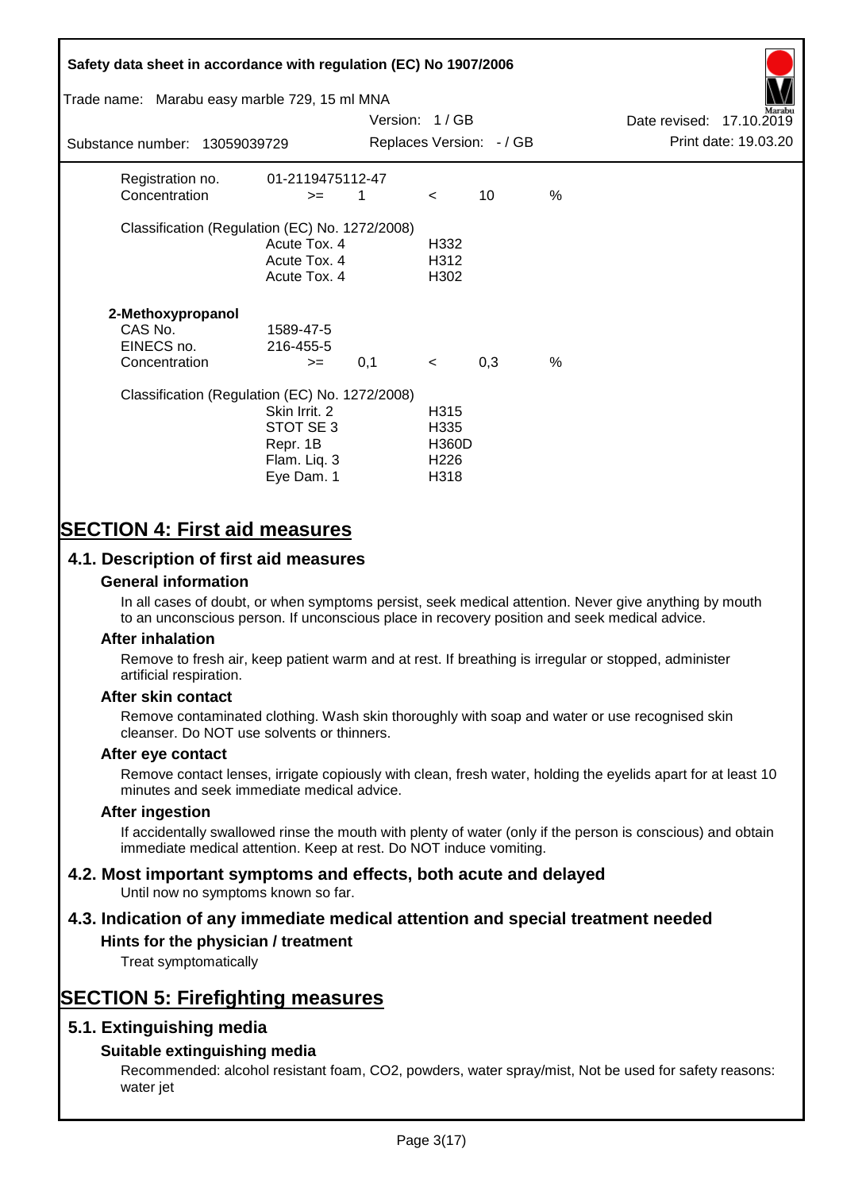| | | | | | |
|---|---|---|---|---|---|
| Registration no. | 01-2119475112-47 | | | | |
| Concentration | >= | 1 | < | 10 | % |

Classification (Regulation (EC) No. 1272/2008)

| | |
|---|---|
| Acute Tox. 4 | H332 |
| Acute Tox. 4 | H312 |
| Acute Tox. 4 | H302 |

**2-Methoxypropanol**

| | | | | | |
|---|---|---|---|---|---|
| CAS No. | 1589-47-5 | | | | |
| EINECS no. | 216-455-5 | | | | |
| Concentration | >= | 0,1 | < | 0,3 | % |

Classification (Regulation (EC) No. 1272/2008)

| | |
|---|---|
| Skin Irrit. 2 | H315 |
| STOT SE 3 | H335 |
| Repr. 1B | H360D |
| Flam. Liq. 3 | H226 |
| Eye Dam. 1 | H318 |

# SECTION 4: First aid measures

## 4.1. Description of first aid measures

### General information

In all cases of doubt, or when symptoms persist, seek medical attention. Never give anything by mouth to an unconscious person. If unconscious place in recovery position and seek medical advice.

### After inhalation

Remove to fresh air, keep patient warm and at rest. If breathing is irregular or stopped, administer artificial respiration.

### After skin contact

Remove contaminated clothing. Wash skin thoroughly with soap and water or use recognised skin cleanser. Do NOT use solvents or thinners.

### After eye contact

Remove contact lenses, irrigate copiously with clean, fresh water, holding the eyelids apart for at least 10 minutes and seek immediate medical advice.

### After ingestion

If accidentally swallowed rinse the mouth with plenty of water (only if the person is conscious) and obtain immediate medical attention. Keep at rest. Do NOT induce vomiting.

## 4.2. Most important symptoms and effects, both acute and delayed

Until now no symptoms known so far.

## 4.3. Indication of any immediate medical attention and special treatment needed

### Hints for the physician / treatment

Treat symptomatically

# SECTION 5: Firefighting measures

## 5.1. Extinguishing media

### Suitable extinguishing media

Recommended: alcohol resistant foam, CO2, powders, water spray/mist, Not be used for safety reasons: water jet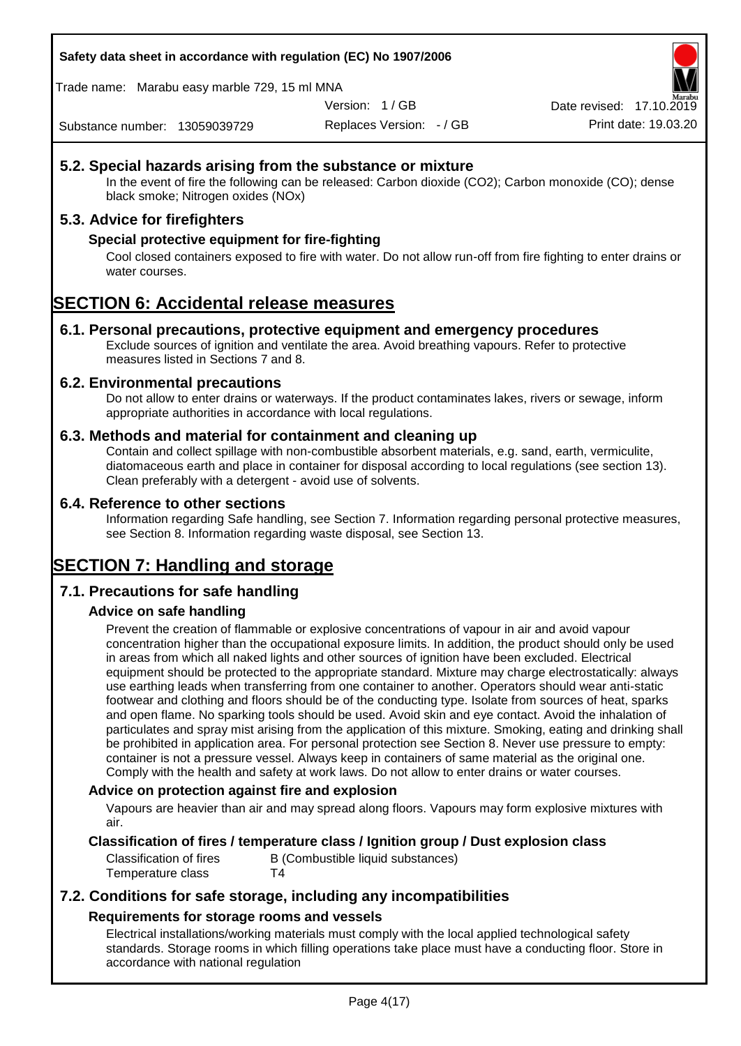## 5.2. Special hazards arising from the substance or mixture

In the event of fire the following can be released: Carbon dioxide (CO2); Carbon monoxide (CO); dense black smoke; Nitrogen oxides (NOx)

## 5.3. Advice for firefighters

### Special protective equipment for fire-fighting

Cool closed containers exposed to fire with water. Do not allow run-off from fire fighting to enter drains or water courses.

# SECTION 6: Accidental release measures

## 6.1. Personal precautions, protective equipment and emergency procedures

Exclude sources of ignition and ventilate the area. Avoid breathing vapours. Refer to protective measures listed in Sections 7 and 8.

## 6.2. Environmental precautions

Do not allow to enter drains or waterways. If the product contaminates lakes, rivers or sewage, inform appropriate authorities in accordance with local regulations.

## 6.3. Methods and material for containment and cleaning up

Contain and collect spillage with non-combustible absorbent materials, e.g. sand, earth, vermiculite, diatomaceous earth and place in container for disposal according to local regulations (see section 13). Clean preferably with a detergent - avoid use of solvents.

## 6.4. Reference to other sections

Information regarding Safe handling, see Section 7. Information regarding personal protective measures, see Section 8. Information regarding waste disposal, see Section 13.

# SECTION 7: Handling and storage

## 7.1. Precautions for safe handling

### Advice on safe handling

Prevent the creation of flammable or explosive concentrations of vapour in air and avoid vapour concentration higher than the occupational exposure limits. In addition, the product should only be used in areas from which all naked lights and other sources of ignition have been excluded. Electrical equipment should be protected to the appropriate standard. Mixture may charge electrostatically: always use earthing leads when transferring from one container to another. Operators should wear anti-static footwear and clothing and floors should be of the conducting type. Isolate from sources of heat, sparks and open flame. No sparking tools should be used. Avoid skin and eye contact. Avoid the inhalation of particulates and spray mist arising from the application of this mixture. Smoking, eating and drinking shall be prohibited in application area. For personal protection see Section 8. Never use pressure to empty: container is not a pressure vessel. Always keep in containers of same material as the original one. Comply with the health and safety at work laws. Do not allow to enter drains or water courses.

### Advice on protection against fire and explosion

Vapours are heavier than air and may spread along floors. Vapours may form explosive mixtures with air.

### Classification of fires / temperature class / Ignition group / Dust explosion class

| | |
|---|---|
| Classification of fires | B (Combustible liquid substances) |
| Temperature class | T4 |

## 7.2. Conditions for safe storage, including any incompatibilities

### Requirements for storage rooms and vessels

Electrical installations/working materials must comply with the local applied technological safety standards. Storage rooms in which filling operations take place must have a conducting floor. Store in accordance with national regulation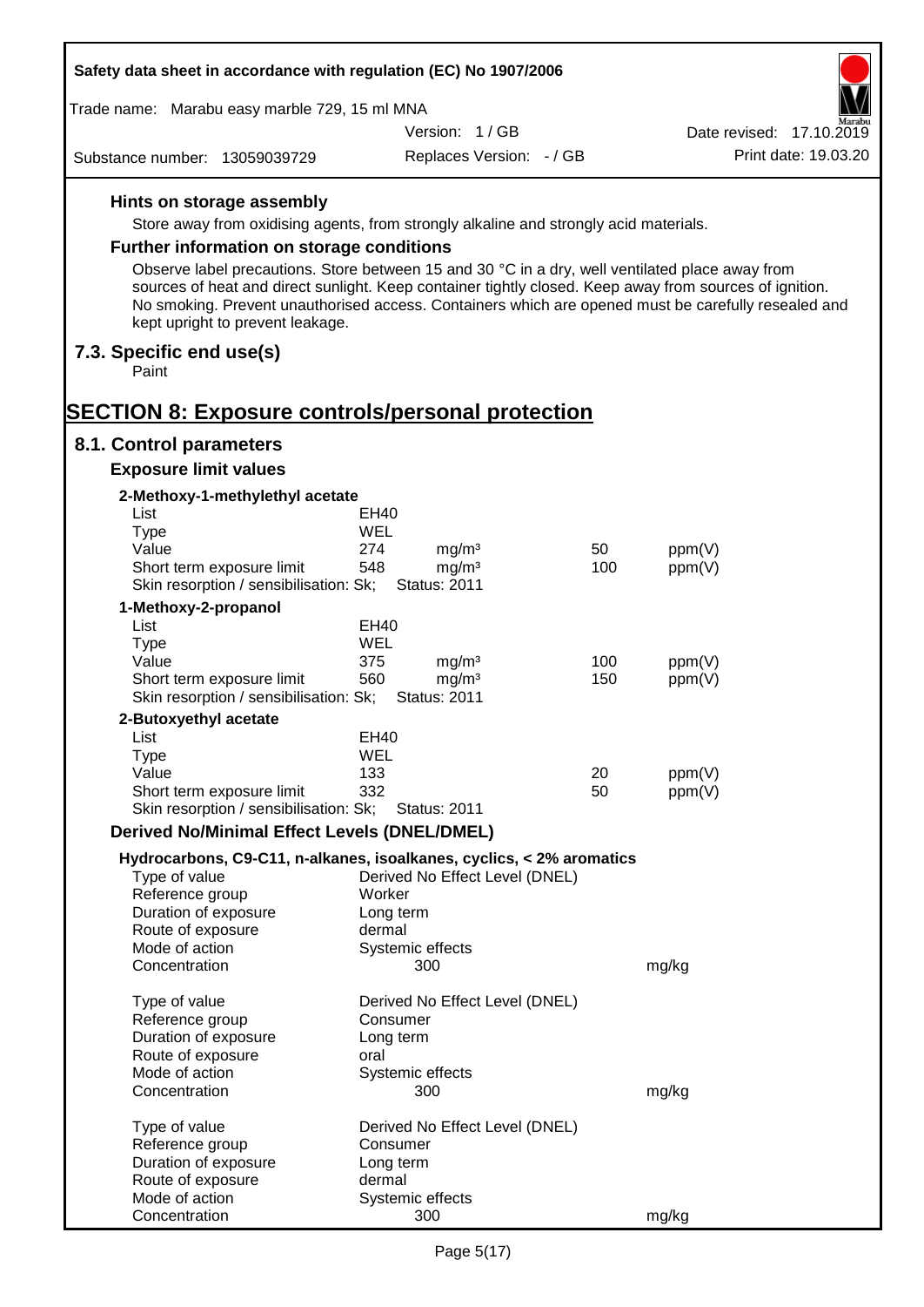#### Hints on storage assembly

Store away from oxidising agents, from strongly alkaline and strongly acid materials.

#### Further information on storage conditions

Observe label precautions. Store between 15 and 30 °C in a dry, well ventilated place away from sources of heat and direct sunlight. Keep container tightly closed. Keep away from sources of ignition. No smoking. Prevent unauthorised access. Containers which are opened must be carefully resealed and kept upright to prevent leakage.

### 7.3. Specific end use(s)

Paint

## SECTION 8: Exposure controls/personal protection

### 8.1. Control parameters

#### Exposure limit values

**2-Methoxy-1-methylethyl acetate**

| | | | | |
|---|---|---|---|---|
| List | EH40 | | | |
| Type | WEL | | | |
| Value | 274 | mg/m³ | 50 | ppm(V) |
| Short term exposure limit | 548 | mg/m³ | 100 | ppm(V) |
| Skin resorption / sensibilisation: Sk; | Status: 2011 | | | |

**1-Methoxy-2-propanol**

| | | | | |
|---|---|---|---|---|
| List | EH40 | | | |
| Type | WEL | | | |
| Value | 375 | mg/m³ | 100 | ppm(V) |
| Short term exposure limit | 560 | mg/m³ | 150 | ppm(V) |
| Skin resorption / sensibilisation: Sk; | Status: 2011 | | | |

**2-Butoxyethyl acetate**

| | | | | |
|---|---|---|---|---|
| List | EH40 | | | |
| Type | WEL | | | |
| Value | 133 | | 20 | ppm(V) |
| Short term exposure limit | 332 | | 50 | ppm(V) |
| Skin resorption / sensibilisation: Sk; | Status: 2011 | | | |

#### Derived No/Minimal Effect Levels (DNEL/DMEL)

**Hydrocarbons, C9-C11, n-alkanes, isoalkanes, cyclics, < 2% aromatics**

| | | |
|---|---|---|
| Type of value | Derived No Effect Level (DNEL) | |
| Reference group | Worker | |
| Duration of exposure | Long term | |
| Route of exposure | dermal | |
| Mode of action | Systemic effects | |
| Concentration | 300 | mg/kg |

| | | |
|---|---|---|
| Type of value | Derived No Effect Level (DNEL) | |
| Reference group | Consumer | |
| Duration of exposure | Long term | |
| Route of exposure | oral | |
| Mode of action | Systemic effects | |
| Concentration | 300 | mg/kg |

| | | |
|---|---|---|
| Type of value | Derived No Effect Level (DNEL) | |
| Reference group | Consumer | |
| Duration of exposure | Long term | |
| Route of exposure | dermal | |
| Mode of action | Systemic effects | |
| Concentration | 300 | mg/kg |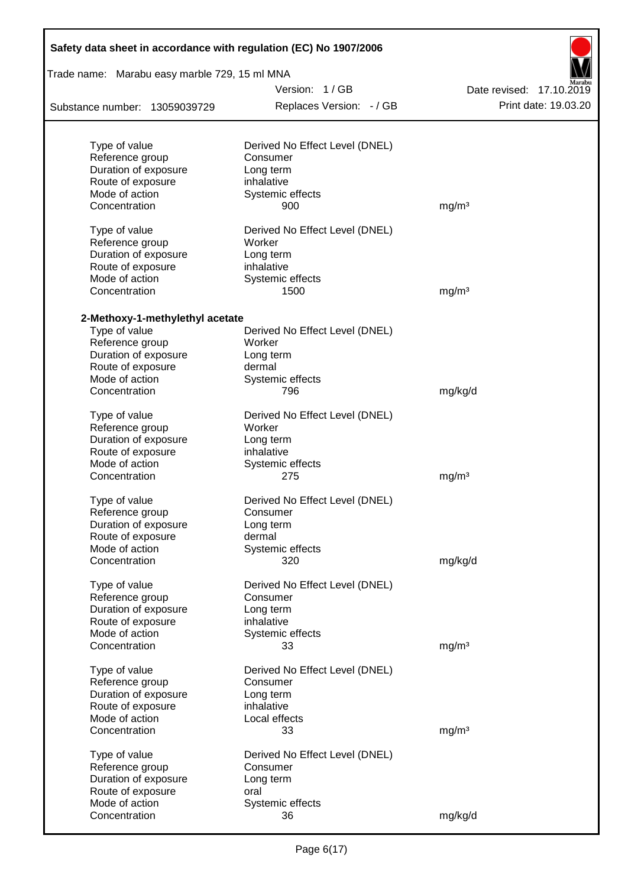| | | |
|---|---|---|
| Type of value | Derived No Effect Level (DNEL) | |
| Reference group | Consumer | |
| Duration of exposure | Long term | |
| Route of exposure | inhalative | |
| Mode of action | Systemic effects | |
| Concentration | 900 | mg/m³ |

| | | |
|---|---|---|
| Type of value | Derived No Effect Level (DNEL) | |
| Reference group | Worker | |
| Duration of exposure | Long term | |
| Route of exposure | inhalative | |
| Mode of action | Systemic effects | |
| Concentration | 1500 | mg/m³ |

**2-Methoxy-1-methylethyl acetate**

| | | |
|---|---|---|
| Type of value | Derived No Effect Level (DNEL) | |
| Reference group | Worker | |
| Duration of exposure | Long term | |
| Route of exposure | dermal | |
| Mode of action | Systemic effects | |
| Concentration | 796 | mg/kg/d |

| | | |
|---|---|---|
| Type of value | Derived No Effect Level (DNEL) | |
| Reference group | Worker | |
| Duration of exposure | Long term | |
| Route of exposure | inhalative | |
| Mode of action | Systemic effects | |
| Concentration | 275 | mg/m³ |

| | | |
|---|---|---|
| Type of value | Derived No Effect Level (DNEL) | |
| Reference group | Consumer | |
| Duration of exposure | Long term | |
| Route of exposure | dermal | |
| Mode of action | Systemic effects | |
| Concentration | 320 | mg/kg/d |

| | | |
|---|---|---|
| Type of value | Derived No Effect Level (DNEL) | |
| Reference group | Consumer | |
| Duration of exposure | Long term | |
| Route of exposure | inhalative | |
| Mode of action | Systemic effects | |
| Concentration | 33 | mg/m³ |

| | | |
|---|---|---|
| Type of value | Derived No Effect Level (DNEL) | |
| Reference group | Consumer | |
| Duration of exposure | Long term | |
| Route of exposure | inhalative | |
| Mode of action | Local effects | |
| Concentration | 33 | mg/m³ |

| | | |
|---|---|---|
| Type of value | Derived No Effect Level (DNEL) | |
| Reference group | Consumer | |
| Duration of exposure | Long term | |
| Route of exposure | oral | |
| Mode of action | Systemic effects | |
| Concentration | 36 | mg/kg/d |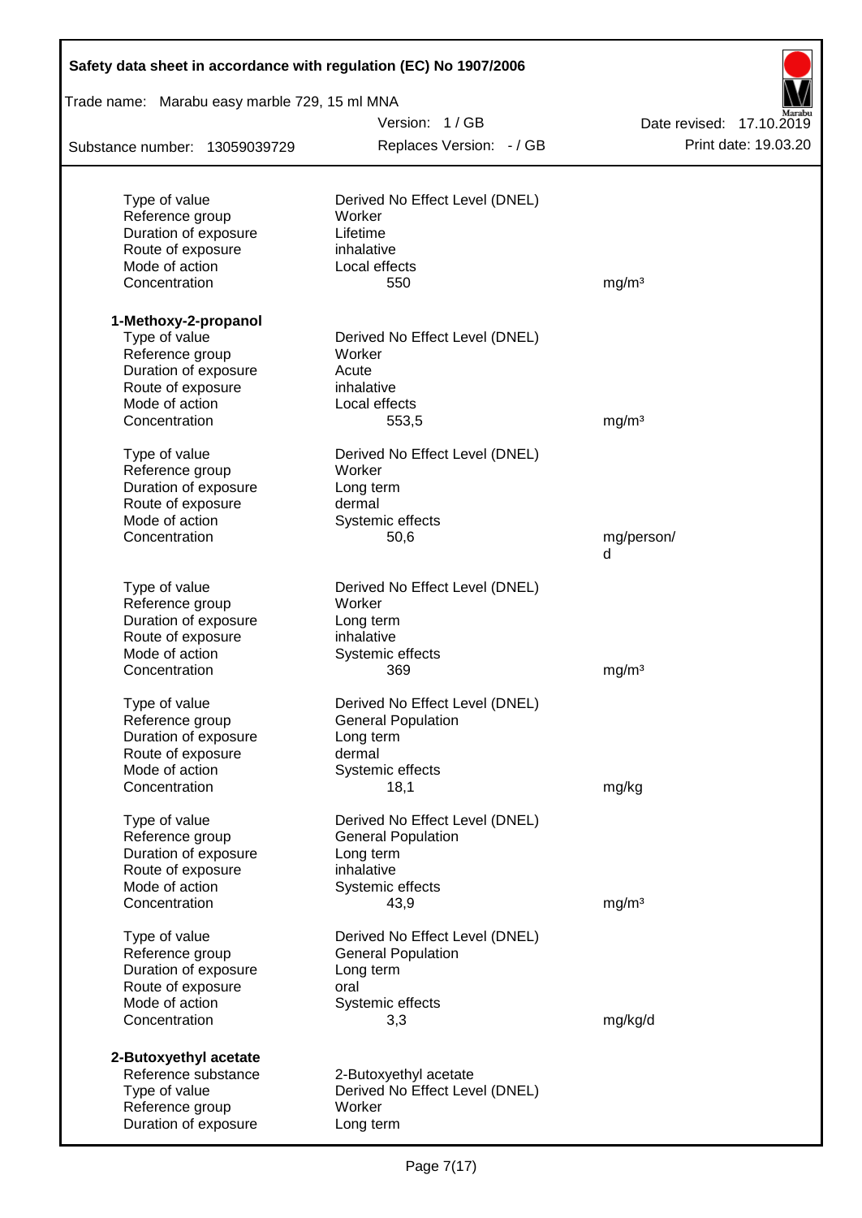| | | |
|---|---|---|
| Type of value | Derived No Effect Level (DNEL) | |
| Reference group | Worker | |
| Duration of exposure | Lifetime | |
| Route of exposure | inhalative | |
| Mode of action | Local effects | |
| Concentration | 550 | mg/m³ |

**1-Methoxy-2-propanol**

| | | |
|---|---|---|
| Type of value | Derived No Effect Level (DNEL) | |
| Reference group | Worker | |
| Duration of exposure | Acute | |
| Route of exposure | inhalative | |
| Mode of action | Local effects | |
| Concentration | 553,5 | mg/m³ |

| | | |
|---|---|---|
| Type of value | Derived No Effect Level (DNEL) | |
| Reference group | Worker | |
| Duration of exposure | Long term | |
| Route of exposure | dermal | |
| Mode of action | Systemic effects | |
| Concentration | 50,6 | mg/person/d |

| | | |
|---|---|---|
| Type of value | Derived No Effect Level (DNEL) | |
| Reference group | Worker | |
| Duration of exposure | Long term | |
| Route of exposure | inhalative | |
| Mode of action | Systemic effects | |
| Concentration | 369 | mg/m³ |

| | | |
|---|---|---|
| Type of value | Derived No Effect Level (DNEL) | |
| Reference group | General Population | |
| Duration of exposure | Long term | |
| Route of exposure | dermal | |
| Mode of action | Systemic effects | |
| Concentration | 18,1 | mg/kg |

| | | |
|---|---|---|
| Type of value | Derived No Effect Level (DNEL) | |
| Reference group | General Population | |
| Duration of exposure | Long term | |
| Route of exposure | inhalative | |
| Mode of action | Systemic effects | |
| Concentration | 43,9 | mg/m³ |

| | | |
|---|---|---|
| Type of value | Derived No Effect Level (DNEL) | |
| Reference group | General Population | |
| Duration of exposure | Long term | |
| Route of exposure | oral | |
| Mode of action | Systemic effects | |
| Concentration | 3,3 | mg/kg/d |

**2-Butoxyethyl acetate**

| | |
|---|---|
| Reference substance | 2-Butoxyethyl acetate |
| Type of value | Derived No Effect Level (DNEL) |
| Reference group | Worker |
| Duration of exposure | Long term |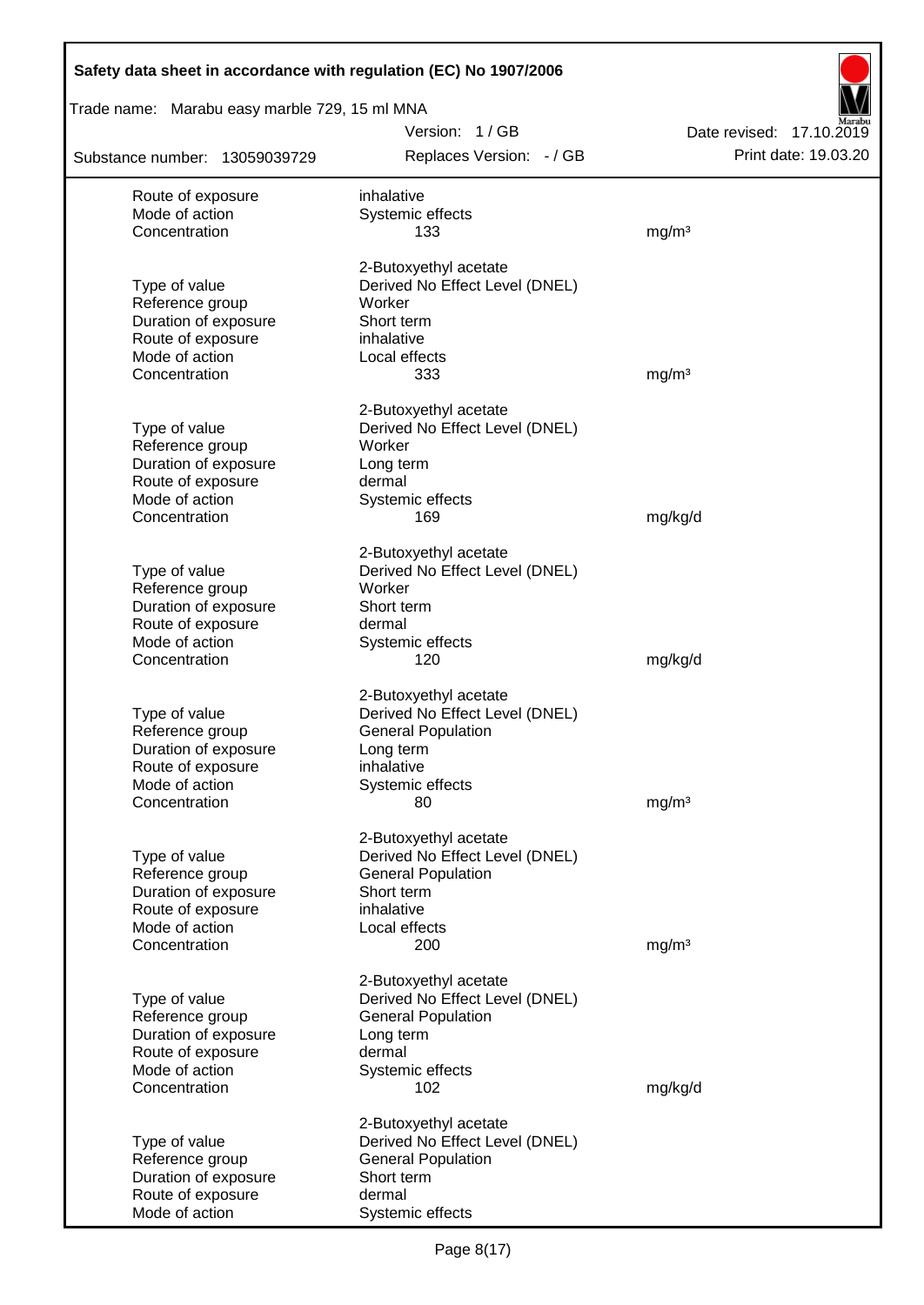| | | |
|---|---|---|
| Route of exposure | inhalative | |
| Mode of action | Systemic effects | |
| Concentration | 133 | mg/m³ |

| | 2-Butoxyethyl acetate | |
|---|---|---|
| Type of value | Derived No Effect Level (DNEL) | |
| Reference group | Worker | |
| Duration of exposure | Short term | |
| Route of exposure | inhalative | |
| Mode of action | Local effects | |
| Concentration | 333 | mg/m³ |

| | 2-Butoxyethyl acetate | |
|---|---|---|
| Type of value | Derived No Effect Level (DNEL) | |
| Reference group | Worker | |
| Duration of exposure | Long term | |
| Route of exposure | dermal | |
| Mode of action | Systemic effects | |
| Concentration | 169 | mg/kg/d |

| | 2-Butoxyethyl acetate | |
|---|---|---|
| Type of value | Derived No Effect Level (DNEL) | |
| Reference group | Worker | |
| Duration of exposure | Short term | |
| Route of exposure | dermal | |
| Mode of action | Systemic effects | |
| Concentration | 120 | mg/kg/d |

| | 2-Butoxyethyl acetate | |
|---|---|---|
| Type of value | Derived No Effect Level (DNEL) | |
| Reference group | General Population | |
| Duration of exposure | Long term | |
| Route of exposure | inhalative | |
| Mode of action | Systemic effects | |
| Concentration | 80 | mg/m³ |

| | 2-Butoxyethyl acetate | |
|---|---|---|
| Type of value | Derived No Effect Level (DNEL) | |
| Reference group | General Population | |
| Duration of exposure | Short term | |
| Route of exposure | inhalative | |
| Mode of action | Local effects | |
| Concentration | 200 | mg/m³ |

| | 2-Butoxyethyl acetate | |
|---|---|---|
| Type of value | Derived No Effect Level (DNEL) | |
| Reference group | General Population | |
| Duration of exposure | Long term | |
| Route of exposure | dermal | |
| Mode of action | Systemic effects | |
| Concentration | 102 | mg/kg/d |

| | 2-Butoxyethyl acetate | |
|---|---|---|
| Type of value | Derived No Effect Level (DNEL) | |
| Reference group | General Population | |
| Duration of exposure | Short term | |
| Route of exposure | dermal | |
| Mode of action | Systemic effects | |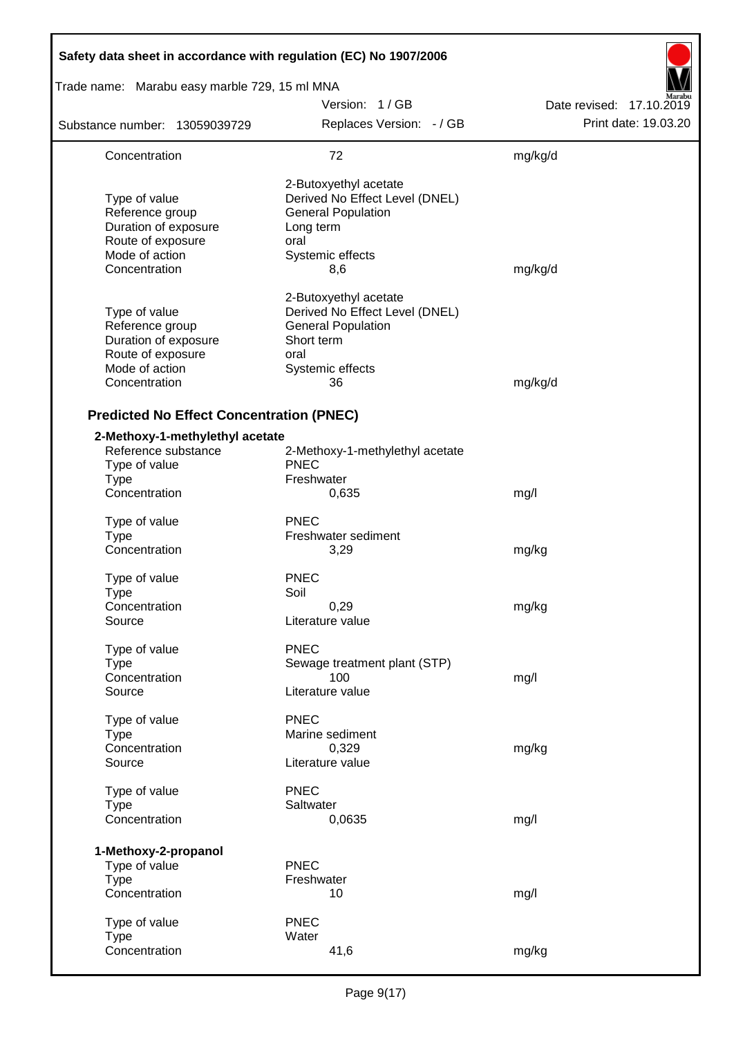| | | |
|---|---|---|
| Concentration | 72 | mg/kg/d |
| | 2-Butoxyethyl acetate | |
| Type of value | Derived No Effect Level (DNEL) | |
| Reference group | General Population | |
| Duration of exposure | Long term | |
| Route of exposure | oral | |
| Mode of action | Systemic effects | |
| Concentration | 8,6 | mg/kg/d |
| | 2-Butoxyethyl acetate | |
| Type of value | Derived No Effect Level (DNEL) | |
| Reference group | General Population | |
| Duration of exposure | Short term | |
| Route of exposure | oral | |
| Mode of action | Systemic effects | |
| Concentration | 36 | mg/kg/d |

### Predicted No Effect Concentration (PNEC)

**2-Methoxy-1-methylethyl acetate**

| | | |
|---|---|---|
| Reference substance | 2-Methoxy-1-methylethyl acetate | |
| Type of value | PNEC | |
| Type | Freshwater | |
| Concentration | 0,635 | mg/l |
| Type of value | PNEC | |
| Type | Freshwater sediment | |
| Concentration | 3,29 | mg/kg |
| Type of value | PNEC | |
| Type | Soil | |
| Concentration | 0,29 | mg/kg |
| Source | Literature value | |
| Type of value | PNEC | |
| Type | Sewage treatment plant (STP) | |
| Concentration | 100 | mg/l |
| Source | Literature value | |
| Type of value | PNEC | |
| Type | Marine sediment | |
| Concentration | 0,329 | mg/kg |
| Source | Literature value | |
| Type of value | PNEC | |
| Type | Saltwater | |
| Concentration | 0,0635 | mg/l |

**1-Methoxy-2-propanol**

| | | |
|---|---|---|
| Type of value | PNEC | |
| Type | Freshwater | |
| Concentration | 10 | mg/l |
| Type of value | PNEC | |
| Type | Water | |
| Concentration | 41,6 | mg/kg |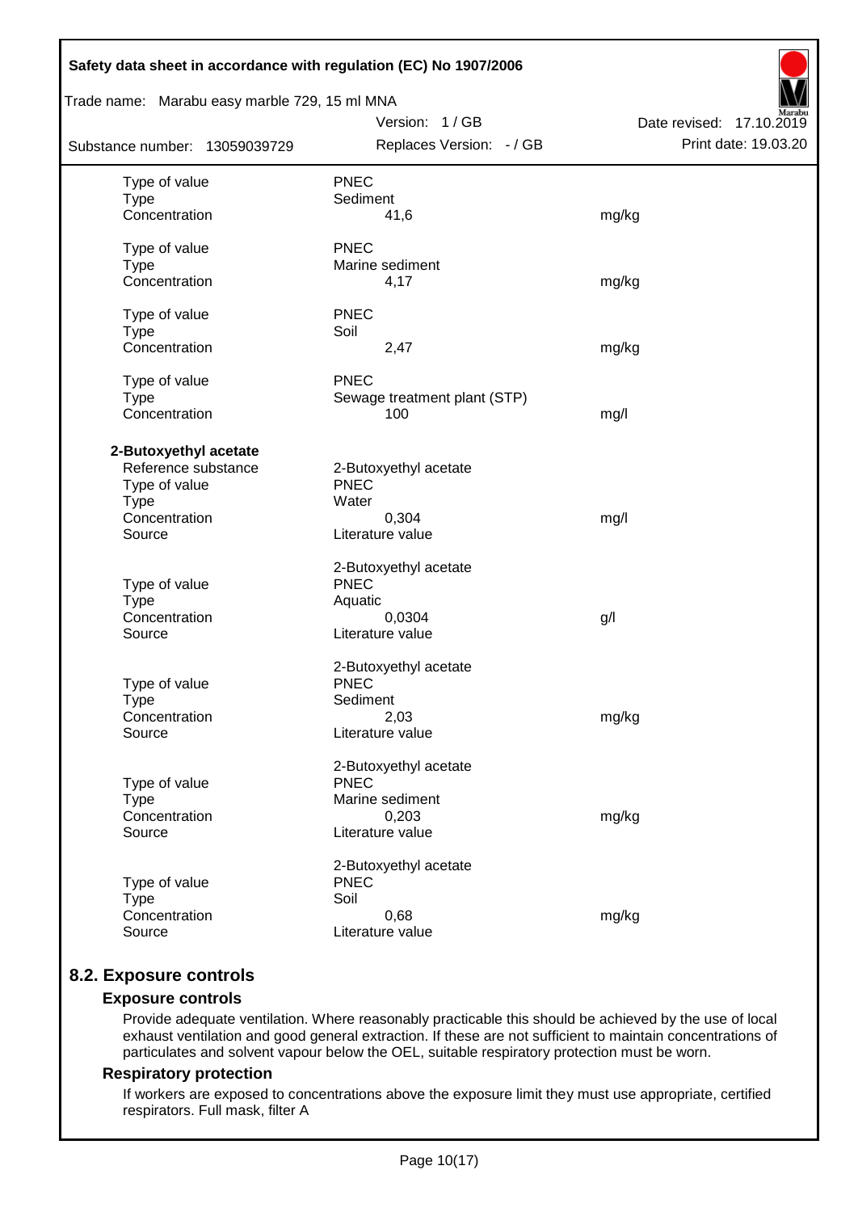| | | |
|---|---|---|
| Type of value | PNEC | |
| Type | Sediment | |
| Concentration | 41,6 | mg/kg |
| | | |
| Type of value | PNEC | |
| Type | Marine sediment | |
| Concentration | 4,17 | mg/kg |
| | | |
| Type of value | PNEC | |
| Type | Soil | |
| Concentration | 2,47 | mg/kg |
| | | |
| Type of value | PNEC | |
| Type | Sewage treatment plant (STP) | |
| Concentration | 100 | mg/l |

**2-Butoxyethyl acetate**

| | | |
|---|---|---|
| Reference substance | 2-Butoxyethyl acetate | |
| Type of value | PNEC | |
| Type | Water | |
| Concentration | 0,304 | mg/l |
| Source | Literature value | |
| | | |
| | 2-Butoxyethyl acetate | |
| Type of value | PNEC | |
| Type | Aquatic | |
| Concentration | 0,0304 | g/l |
| Source | Literature value | |
| | | |
| | 2-Butoxyethyl acetate | |
| Type of value | PNEC | |
| Type | Sediment | |
| Concentration | 2,03 | mg/kg |
| Source | Literature value | |
| | | |
| | 2-Butoxyethyl acetate | |
| Type of value | PNEC | |
| Type | Marine sediment | |
| Concentration | 0,203 | mg/kg |
| Source | Literature value | |
| | | |
| | 2-Butoxyethyl acetate | |
| Type of value | PNEC | |
| Type | Soil | |
| Concentration | 0,68 | mg/kg |
| Source | Literature value | |

## 8.2. Exposure controls

### Exposure controls

Provide adequate ventilation. Where reasonably practicable this should be achieved by the use of local exhaust ventilation and good general extraction. If these are not sufficient to maintain concentrations of particulates and solvent vapour below the OEL, suitable respiratory protection must be worn.

### Respiratory protection

If workers are exposed to concentrations above the exposure limit they must use appropriate, certified respirators. Full mask, filter A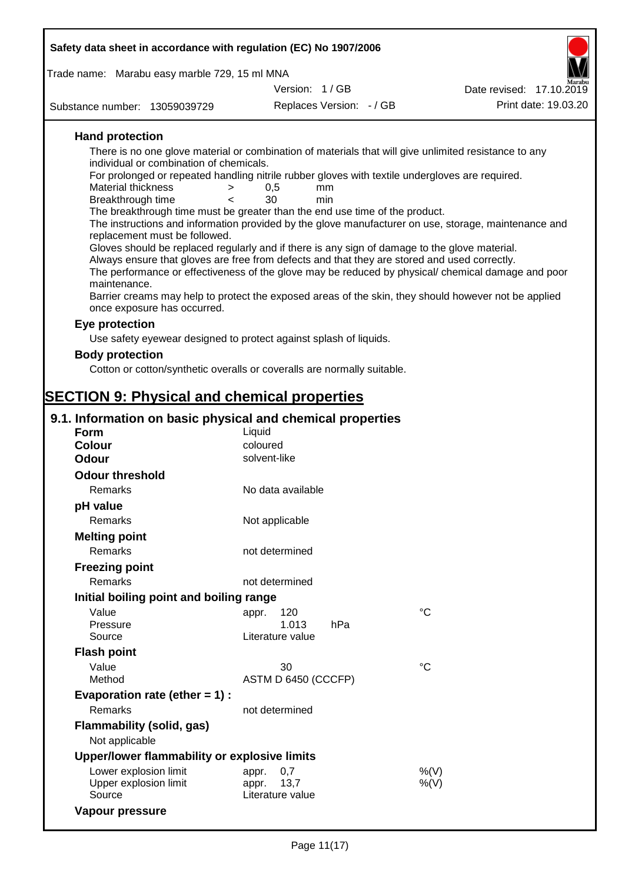#### Hand protection

There is no one glove material or combination of materials that will give unlimited resistance to any individual or combination of chemicals.

For prolonged or repeated handling nitrile rubber gloves with textile undergloves are required.

| | | | |
|---|---|---|---|
| Material thickness | > | 0,5 | mm |
| Breakthrough time | < | 30 | min |

The breakthrough time must be greater than the end use time of the product.

The instructions and information provided by the glove manufacturer on use, storage, maintenance and replacement must be followed.

Gloves should be replaced regularly and if there is any sign of damage to the glove material.

Always ensure that gloves are free from defects and that they are stored and used correctly.

The performance or effectiveness of the glove may be reduced by physical/ chemical damage and poor maintenance.

Barrier creams may help to protect the exposed areas of the skin, they should however not be applied once exposure has occurred.

#### Eye protection

Use safety eyewear designed to protect against splash of liquids.

#### Body protection

Cotton or cotton/synthetic overalls or coveralls are normally suitable.

# SECTION 9: Physical and chemical properties

## 9.1. Information on basic physical and chemical properties

| | |
|---|---|
| **Form** | Liquid |
| **Colour** | coloured |
| **Odour** | solvent-like |

**Odour threshold**

| | |
|---|---|
| Remarks | No data available |

**pH value**

| | |
|---|---|
| Remarks | Not applicable |

**Melting point**

| | |
|---|---|
| Remarks | not determined |

**Freezing point**

| | |
|---|---|
| Remarks | not determined |

**Initial boiling point and boiling range**

| | | |
|---|---|---|
| Value | appr. 120 | °C |
| Pressure | 1.013 hPa | |
| Source | Literature value | |

**Flash point**

| | | |
|---|---|---|
| Value | 30 | °C |
| Method | ASTM D 6450 (CCCFP) | |

**Evaporation rate (ether = 1) :**

| | |
|---|---|
| Remarks | not determined |

**Flammability (solid, gas)**

Not applicable

**Upper/lower flammability or explosive limits**

| | | |
|---|---|---|
| Lower explosion limit | appr. 0,7 | %(V) |
| Upper explosion limit | appr. 13,7 | %(V) |
| Source | Literature value | |

**Vapour pressure**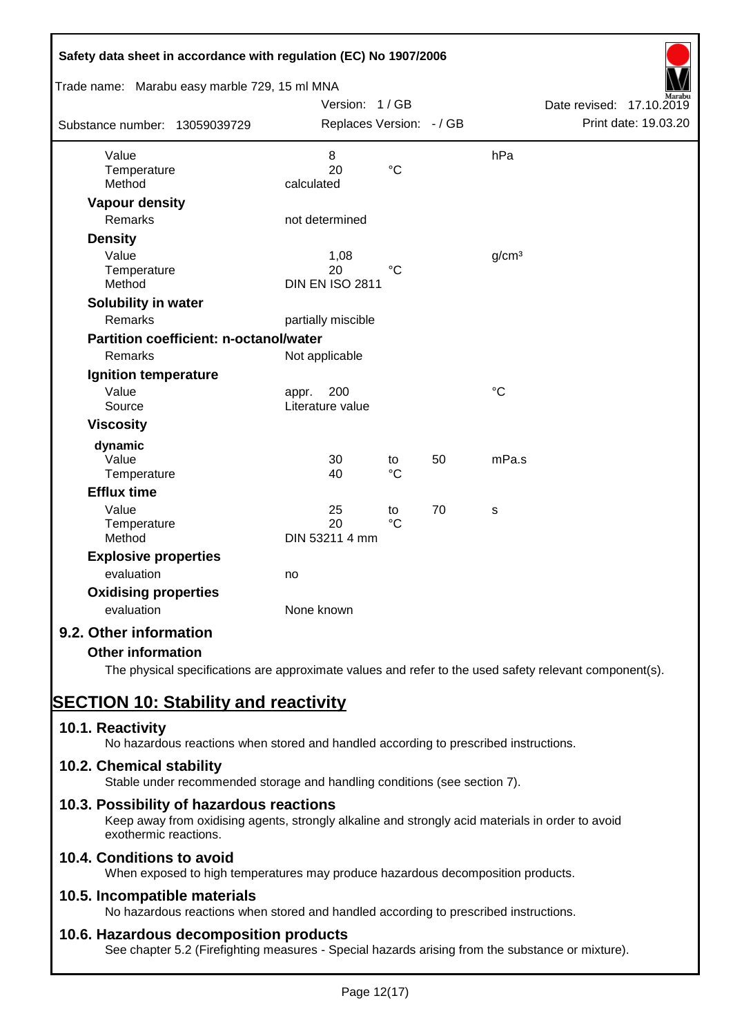| | | | | |
|---|---|---|---|---|
| Value | 8 | | | hPa |
| Temperature | 20 | °C | | |
| Method | calculated | | | |

**Vapour density**

| | | | | |
|---|---|---|---|---|
| Remarks | not determined | | | |

**Density**

| | | | | |
|---|---|---|---|---|
| Value | 1,08 | | | g/cm³ |
| Temperature | 20 | °C | | |
| Method | DIN EN ISO 2811 | | | |

**Solubility in water**

| | | | | |
|---|---|---|---|---|
| Remarks | partially miscible | | | |

**Partition coefficient: n-octanol/water**

| | | | | |
|---|---|---|---|---|
| Remarks | Not applicable | | | |

**Ignition temperature**

| | | | | |
|---|---|---|---|---|
| Value | appr. 200 | | | °C |
| Source | Literature value | | | |

**Viscosity**

**dynamic**

| | | | | |
|---|---|---|---|---|
| Value | 30 | to | 50 | mPa.s |
| Temperature | 40 | °C | | |

**Efflux time**

| | | | | |
|---|---|---|---|---|
| Value | 25 | to | 70 | s |
| Temperature | 20 | °C | | |
| Method | DIN 53211 4 mm | | | |

**Explosive properties**

| | | | | |
|---|---|---|---|---|
| evaluation | no | | | |

**Oxidising properties**

| | | | | |
|---|---|---|---|---|
| evaluation | None known | | | |

### 9.2. Other information

**Other information**

The physical specifications are approximate values and refer to the used safety relevant component(s).

## SECTION 10: Stability and reactivity

### 10.1. Reactivity

No hazardous reactions when stored and handled according to prescribed instructions.

### 10.2. Chemical stability

Stable under recommended storage and handling conditions (see section 7).

### 10.3. Possibility of hazardous reactions

Keep away from oxidising agents, strongly alkaline and strongly acid materials in order to avoid exothermic reactions.

### 10.4. Conditions to avoid

When exposed to high temperatures may produce hazardous decomposition products.

### 10.5. Incompatible materials

No hazardous reactions when stored and handled according to prescribed instructions.

### 10.6. Hazardous decomposition products

See chapter 5.2 (Firefighting measures - Special hazards arising from the substance or mixture).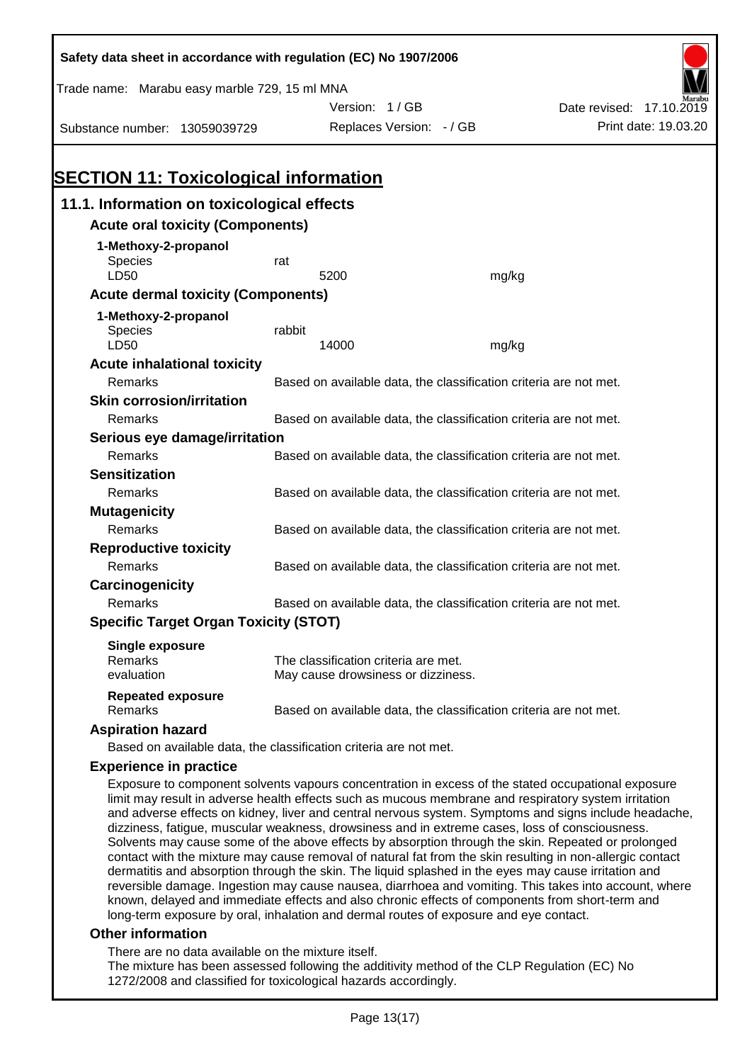Safety data sheet in accordance with regulation (EC) No 1907/2006

Trade name: Marabu easy marble 729, 15 ml MNA

Version: 1 / GB | Date revised: 17.10.2019

Substance number: 13059039729 | Replaces Version: - / GB | Print date: 19.03.20

# SECTION 11: Toxicological information

## 11.1. Information on toxicological effects

### Acute oral toxicity (Components)

**1-Methoxy-2-propanol**

| | | |
|---|---|---|
| Species | rat | |
| LD50 | 5200 | mg/kg |

### Acute dermal toxicity (Components)

**1-Methoxy-2-propanol**

| | | |
|---|---|---|
| Species | rabbit | |
| LD50 | 14000 | mg/kg |

### Acute inhalational toxicity

Remarks: Based on available data, the classification criteria are not met.

### Skin corrosion/irritation

Remarks: Based on available data, the classification criteria are not met.

### Serious eye damage/irritation

Remarks: Based on available data, the classification criteria are not met.

### Sensitization

Remarks: Based on available data, the classification criteria are not met.

### Mutagenicity

Remarks: Based on available data, the classification criteria are not met.

### Reproductive toxicity

Remarks: Based on available data, the classification criteria are not met.

### Carcinogenicity

Remarks: Based on available data, the classification criteria are not met.

### Specific Target Organ Toxicity (STOT)

**Single exposure**

Remarks: The classification criteria are met.
evaluation: May cause drowsiness or dizziness.

**Repeated exposure**

Remarks: Based on available data, the classification criteria are not met.

### Aspiration hazard

Based on available data, the classification criteria are not met.

### Experience in practice

Exposure to component solvents vapours concentration in excess of the stated occupational exposure limit may result in adverse health effects such as mucous membrane and respiratory system irritation and adverse effects on kidney, liver and central nervous system. Symptoms and signs include headache, dizziness, fatigue, muscular weakness, drowsiness and in extreme cases, loss of consciousness. Solvents may cause some of the above effects by absorption through the skin. Repeated or prolonged contact with the mixture may cause removal of natural fat from the skin resulting in non-allergic contact dermatitis and absorption through the skin. The liquid splashed in the eyes may cause irritation and reversible damage. Ingestion may cause nausea, diarrhoea and vomiting. This takes into account, where known, delayed and immediate effects and also chronic effects of components from short-term and long-term exposure by oral, inhalation and dermal routes of exposure and eye contact.

### Other information

There are no data available on the mixture itself.
The mixture has been assessed following the additivity method of the CLP Regulation (EC) No 1272/2008 and classified for toxicological hazards accordingly.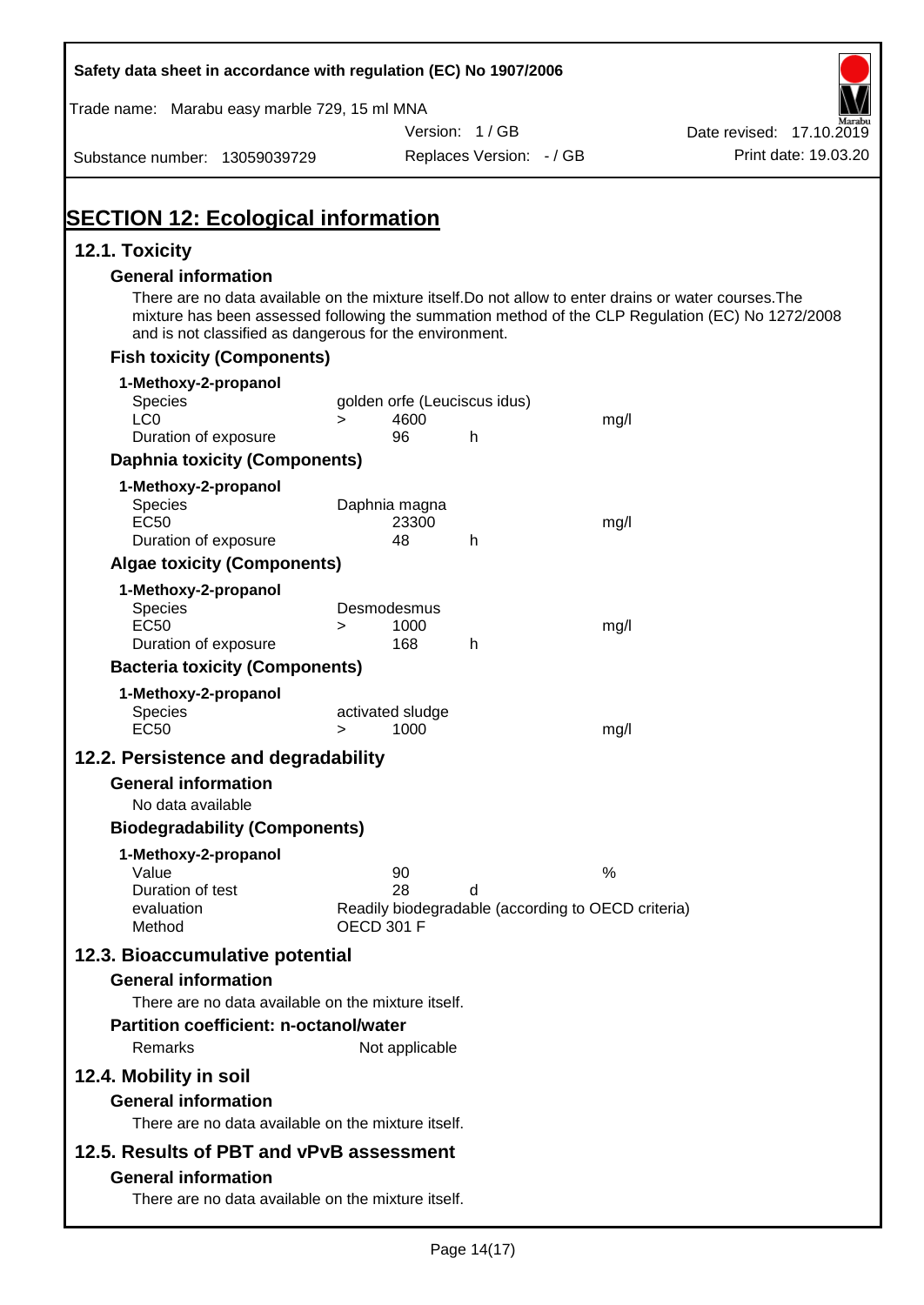# SECTION 12: Ecological information

## 12.1. Toxicity

### General information

There are no data available on the mixture itself.Do not allow to enter drains or water courses.The mixture has been assessed following the summation method of the CLP Regulation (EC) No 1272/2008 and is not classified as dangerous for the environment.

### Fish toxicity (Components)

**1-Methoxy-2-propanol**

| | | | | |
|---|---|---|---|---|
| Species | golden orfe (Leuciscus idus) | | | |
| LC0 | > | 4600 | | mg/l |
| Duration of exposure | | 96 | h | |

### Daphnia toxicity (Components)

**1-Methoxy-2-propanol**

| | | | | |
|---|---|---|---|---|
| Species | Daphnia magna | | | |
| EC50 | | 23300 | | mg/l |
| Duration of exposure | | 48 | h | |

### Algae toxicity (Components)

**1-Methoxy-2-propanol**

| | | | | |
|---|---|---|---|---|
| Species | Desmodesmus | | | |
| EC50 | > | 1000 | | mg/l |
| Duration of exposure | | 168 | h | |

### Bacteria toxicity (Components)

**1-Methoxy-2-propanol**

| | | | | |
|---|---|---|---|---|
| Species | activated sludge | | | |
| EC50 | > | 1000 | | mg/l |

## 12.2. Persistence and degradability

### General information

No data available

### Biodegradability (Components)

**1-Methoxy-2-propanol**

| | | | |
|---|---|---|---|
| Value | 90 | | % |
| Duration of test | 28 | d | |
| evaluation | Readily biodegradable (according to OECD criteria) | | |
| Method | OECD 301 F | | |

## 12.3. Bioaccumulative potential

### General information

There are no data available on the mixture itself.

### Partition coefficient: n-octanol/water

Remarks: Not applicable

## 12.4. Mobility in soil

### General information

There are no data available on the mixture itself.

## 12.5. Results of PBT and vPvB assessment

### General information

There are no data available on the mixture itself.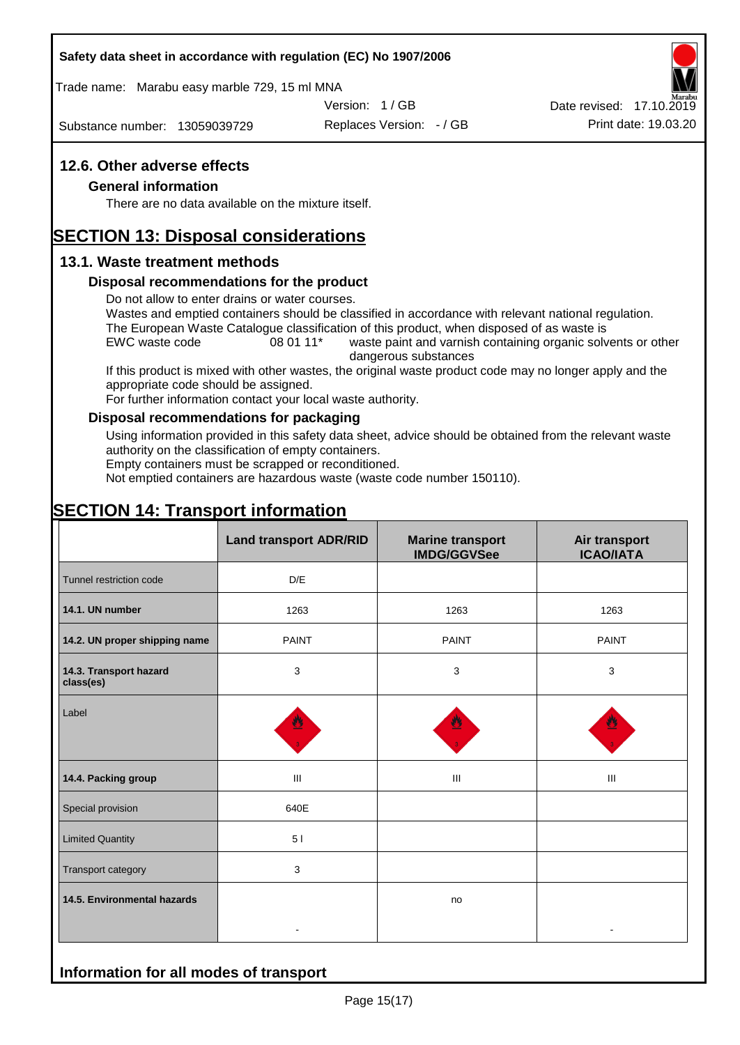## 12.6. Other adverse effects

### General information

There are no data available on the mixture itself.

# SECTION 13: Disposal considerations

## 13.1. Waste treatment methods

### Disposal recommendations for the product

Do not allow to enter drains or water courses.
Wastes and emptied containers should be classified in accordance with relevant national regulation.
The European Waste Catalogue classification of this product, when disposed of as waste is

EWC waste code 08 01 11* waste paint and varnish containing organic solvents or other dangerous substances

If this product is mixed with other wastes, the original waste product code may no longer apply and the appropriate code should be assigned.
For further information contact your local waste authority.

### Disposal recommendations for packaging

Using information provided in this safety data sheet, advice should be obtained from the relevant waste authority on the classification of empty containers.
Empty containers must be scrapped or reconditioned.
Not emptied containers are hazardous waste (waste code number 150110).

# SECTION 14: Transport information

| | Land transport ADR/RID | Marine transport IMDG/GGVSee | Air transport ICAO/IATA |
|---|---|---|---|
| Tunnel restriction code | D/E | | |
| **14.1. UN number** | 1263 | 1263 | 1263 |
| **14.2. UN proper shipping name** | PAINT | PAINT | PAINT |
| **14.3. Transport hazard class(es)** | 3 | 3 | 3 |
| Label | | | |
| **14.4. Packing group** | III | III | III |
| Special provision | 640E | | |
| Limited Quantity | 5 l | | |
| Transport category | 3 | | |
| **14.5. Environmental hazards** | - | no | - |

## Information for all modes of transport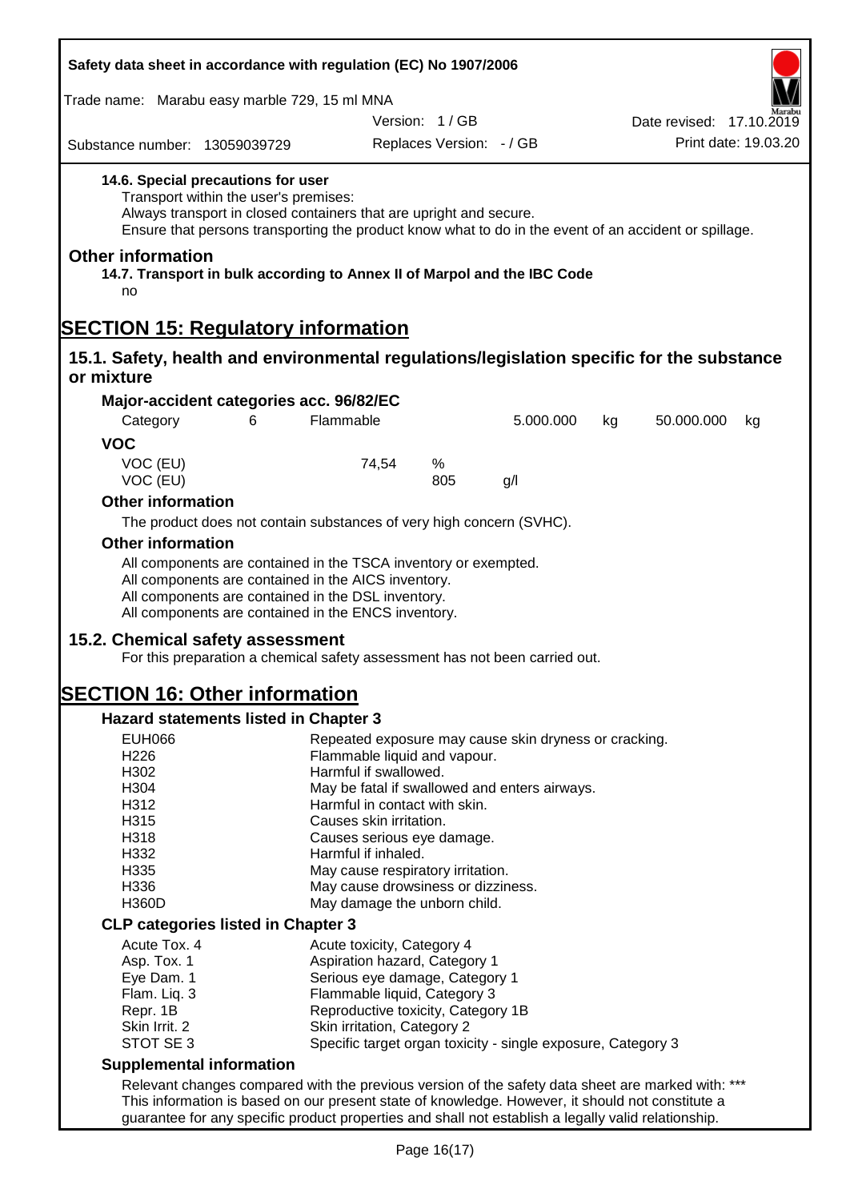**14.6. Special precautions for user**

Transport within the user's premises:
Always transport in closed containers that are upright and secure.
Ensure that persons transporting the product know what to do in the event of an accident or spillage.

## Other information

**14.7. Transport in bulk according to Annex II of Marpol and the IBC Code**

no

# SECTION 15: Regulatory information

## 15.1. Safety, health and environmental regulations/legislation specific for the substance or mixture

### Major-accident categories acc. 96/82/EC

| Category | 6 | Flammable | 5.000.000 | kg | 50.000.000 | kg |
|---|---|---|---|---|---|---|

### VOC

| VOC (EU) | 74,54 | % |
|---|---|---|
| VOC (EU) | 805 | g/l |

### Other information

The product does not contain substances of very high concern (SVHC).

### Other information

All components are contained in the TSCA inventory or exempted.
All components are contained in the AICS inventory.
All components are contained in the DSL inventory.
All components are contained in the ENCS inventory.

## 15.2. Chemical safety assessment

For this preparation a chemical safety assessment has not been carried out.

# SECTION 16: Other information

### Hazard statements listed in Chapter 3

| | |
|---|---|
| EUH066 | Repeated exposure may cause skin dryness or cracking. |
| H226 | Flammable liquid and vapour. |
| H302 | Harmful if swallowed. |
| H304 | May be fatal if swallowed and enters airways. |
| H312 | Harmful in contact with skin. |
| H315 | Causes skin irritation. |
| H318 | Causes serious eye damage. |
| H332 | Harmful if inhaled. |
| H335 | May cause respiratory irritation. |
| H336 | May cause drowsiness or dizziness. |
| H360D | May damage the unborn child. |

### CLP categories listed in Chapter 3

| | |
|---|---|
| Acute Tox. 4 | Acute toxicity, Category 4 |
| Asp. Tox. 1 | Aspiration hazard, Category 1 |
| Eye Dam. 1 | Serious eye damage, Category 1 |
| Flam. Liq. 3 | Flammable liquid, Category 3 |
| Repr. 1B | Reproductive toxicity, Category 1B |
| Skin Irrit. 2 | Skin irritation, Category 2 |
| STOT SE 3 | Specific target organ toxicity - single exposure, Category 3 |

### Supplemental information

Relevant changes compared with the previous version of the safety data sheet are marked with: ***
This information is based on our present state of knowledge. However, it should not constitute a guarantee for any specific product properties and shall not establish a legally valid relationship.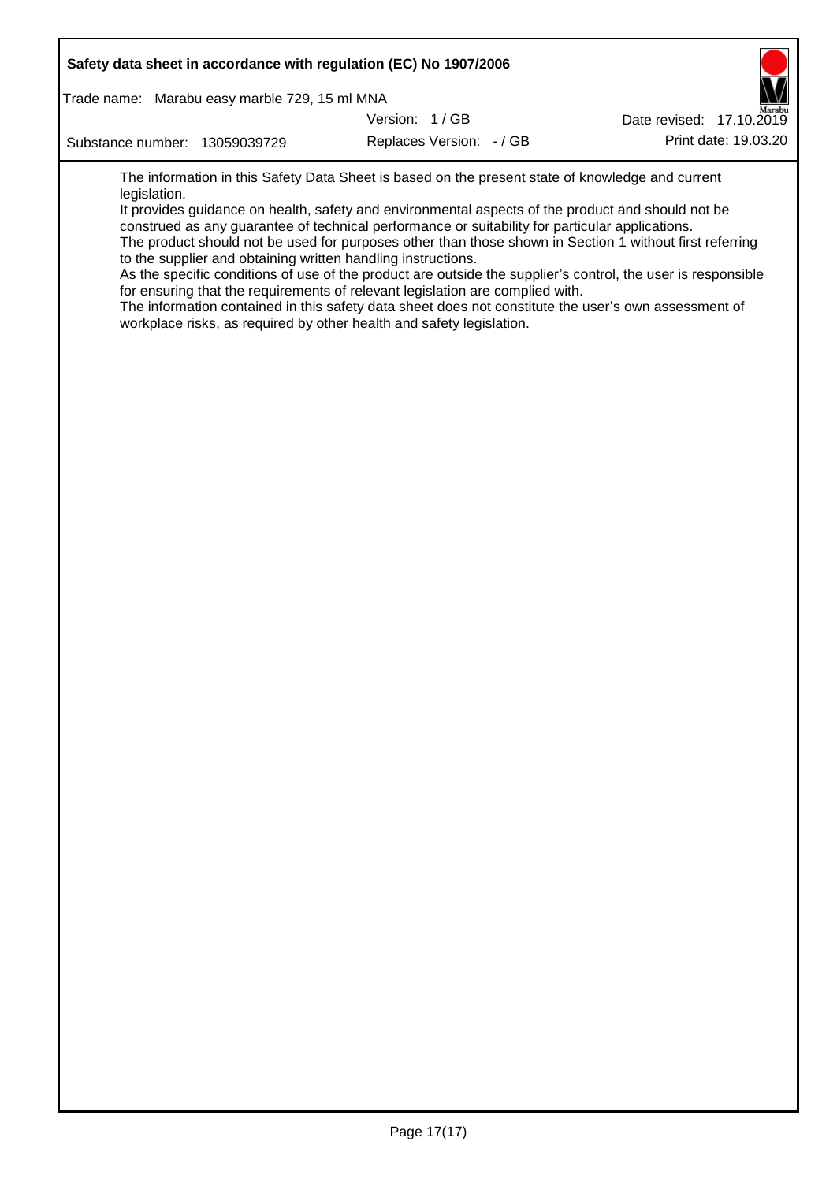The information in this Safety Data Sheet is based on the present state of knowledge and current legislation.
It provides guidance on health, safety and environmental aspects of the product and should not be construed as any guarantee of technical performance or suitability for particular applications.
The product should not be used for purposes other than those shown in Section 1 without first referring to the supplier and obtaining written handling instructions.
As the specific conditions of use of the product are outside the supplier's control, the user is responsible for ensuring that the requirements of relevant legislation are complied with.
The information contained in this safety data sheet does not constitute the user's own assessment of workplace risks, as required by other health and safety legislation.